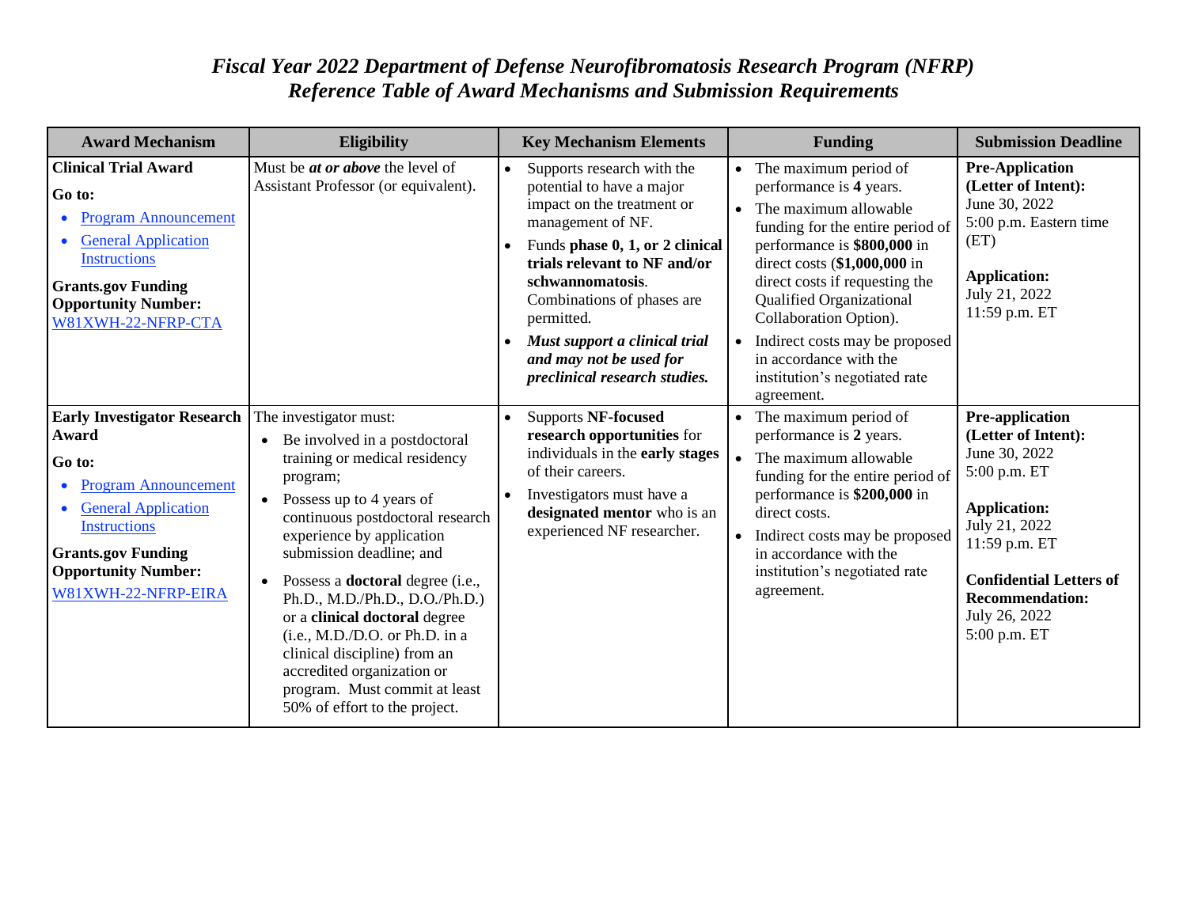# *Fiscal Year 2022 Department of Defense Neurofibromatosis Research Program (NFRP) Reference Table of Award Mechanisms and Submission Requirements*

| Award Mechanism | Eligibility | Key Mechanism Elements | Funding | Submission Deadline |
|---|---|---|---|---|
| **Clinical Trial Award**<br><br>**Go to:**<br>• Program Announcement<br>• General Application Instructions<br><br>**Grants.gov Funding Opportunity Number:**<br>W81XWH-22-NFRP-CTA | Must be ***at or above*** the level of Assistant Professor (or equivalent). | • Supports research with the potential to have a major impact on the treatment or management of NF.<br>• Funds **phase 0, 1, or 2 clinical trials relevant to NF and/or schwannomatosis**. Combinations of phases are permitted.<br>• ***Must support a clinical trial and may not be used for preclinical research studies.*** | • The maximum period of performance is **4** years.<br>• The maximum allowable funding for the entire period of performance is **$800,000** in direct costs (**$1,000,000** in direct costs if requesting the Qualified Organizational Collaboration Option).<br>• Indirect costs may be proposed in accordance with the institution's negotiated rate agreement. | **Pre-Application (Letter of Intent):**<br>June 30, 2022<br>5:00 p.m. Eastern time (ET)<br><br>**Application:**<br>July 21, 2022<br>11:59 p.m. ET |
| **Early Investigator Research Award**<br><br>**Go to:**<br>• Program Announcement<br>• General Application Instructions<br><br>**Grants.gov Funding Opportunity Number:**<br>W81XWH-22-NFRP-EIRA | The investigator must:<br>• Be involved in a postdoctoral training or medical residency program;<br>• Possess up to 4 years of continuous postdoctoral research experience by application submission deadline; and<br>• Possess a **doctoral** degree (i.e., Ph.D., M.D./Ph.D., D.O./Ph.D.) or a **clinical doctoral** degree (i.e., M.D./D.O. or Ph.D. in a clinical discipline) from an accredited organization or program. Must commit at least 50% of effort to the project. | • Supports **NF-focused research opportunities** for individuals in the **early stages** of their careers.<br>• Investigators must have a **designated mentor** who is an experienced NF researcher. | • The maximum period of performance is **2** years.<br>• The maximum allowable funding for the entire period of performance is **$200,000** in direct costs.<br>• Indirect costs may be proposed in accordance with the institution's negotiated rate agreement. | **Pre-application (Letter of Intent):**<br>June 30, 2022<br>5:00 p.m. ET<br><br>**Application:**<br>July 21, 2022<br>11:59 p.m. ET<br><br>**Confidential Letters of Recommendation:**<br>July 26, 2022<br>5:00 p.m. ET |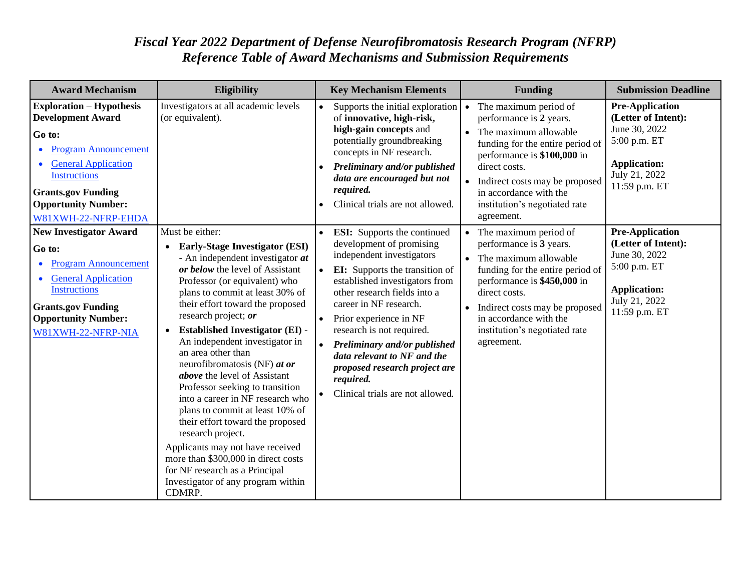# *Fiscal Year 2022 Department of Defense Neurofibromatosis Research Program (NFRP) Reference Table of Award Mechanisms and Submission Requirements*

| Award Mechanism | Eligibility | Key Mechanism Elements | Funding | Submission Deadline |
|---|---|---|---|---|
| **Exploration – Hypothesis Development Award**<br><br>**Go to:**<br>• Program Announcement<br>• General Application Instructions<br><br>**Grants.gov Funding Opportunity Number:**<br>W81XWH-22-NFRP-EHDA | Investigators at all academic levels (or equivalent). | • Supports the initial exploration of **innovative, high-risk, high-gain concepts** and potentially groundbreaking concepts in NF research.<br>• ***Preliminary and/or published data are encouraged but not required.***<br>• Clinical trials are not allowed. | • The maximum period of performance is **2** years.<br>• The maximum allowable funding for the entire period of performance is **$100,000** in direct costs.<br>• Indirect costs may be proposed in accordance with the institution's negotiated rate agreement. | **Pre-Application (Letter of Intent):**<br>June 30, 2022<br>5:00 p.m. ET<br><br>**Application:**<br>July 21, 2022<br>11:59 p.m. ET |
| **New Investigator Award**<br><br>**Go to:**<br>• Program Announcement<br>• General Application Instructions<br><br>**Grants.gov Funding Opportunity Number:**<br>W81XWH-22-NFRP-NIA | Must be either:<br>• **Early-Stage Investigator (ESI)** - An independent investigator ***at or below*** the level of Assistant Professor (or equivalent) who plans to commit at least 30% of their effort toward the proposed research project; ***or***<br>• **Established Investigator (EI)** - An independent investigator in an area other than neurofibromatosis (NF) ***at or above*** the level of Assistant Professor seeking to transition into a career in NF research who plans to commit at least 10% of their effort toward the proposed research project.<br><br>Applicants may not have received more than $300,000 in direct costs for NF research as a Principal Investigator of any program within CDMRP. | • **ESI:** Supports the continued development of promising independent investigators<br>• **EI:** Supports the transition of established investigators from other research fields into a career in NF research.<br>• Prior experience in NF research is not required.<br>• ***Preliminary and/or published data relevant to NF and the proposed research project are required.***<br>• Clinical trials are not allowed. | • The maximum period of performance is **3** years.<br>• The maximum allowable funding for the entire period of performance is **$450,000** in direct costs.<br>• Indirect costs may be proposed in accordance with the institution's negotiated rate agreement. | **Pre-Application (Letter of Intent):**<br>June 30, 2022<br>5:00 p.m. ET<br><br>**Application:**<br>July 21, 2022<br>11:59 p.m. ET |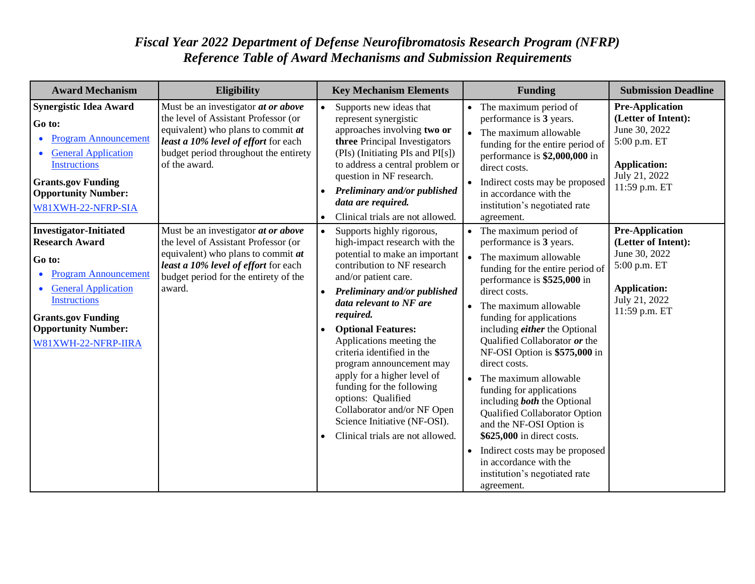# *Fiscal Year 2022 Department of Defense Neurofibromatosis Research Program (NFRP) Reference Table of Award Mechanisms and Submission Requirements*

| Award Mechanism | Eligibility | Key Mechanism Elements | Funding | Submission Deadline |
|---|---|---|---|---|
| **Synergistic Idea Award**<br>**Go to:**<br>• Program Announcement<br>• General Application Instructions<br>**Grants.gov Funding Opportunity Number:**<br>W81XWH-22-NFRP-SIA | Must be an investigator ***at or above*** the level of Assistant Professor (or equivalent) who plans to commit ***at least a 10% level of effort*** for each budget period throughout the entirety of the award. | • Supports new ideas that represent synergistic approaches involving **two or three** Principal Investigators (PIs) (Initiating PIs and PI[s]) to address a central problem or question in NF research.<br>• ***Preliminary and/or published data are required.***<br>• Clinical trials are not allowed. | • The maximum period of performance is **3** years.<br>• The maximum allowable funding for the entire period of performance is **$2,000,000** in direct costs.<br>• Indirect costs may be proposed in accordance with the institution's negotiated rate agreement. | **Pre-Application (Letter of Intent):**<br>June 30, 2022<br>5:00 p.m. ET<br>**Application:**<br>July 21, 2022<br>11:59 p.m. ET |
| **Investigator-Initiated Research Award**<br>**Go to:**<br>• Program Announcement<br>• General Application Instructions<br>**Grants.gov Funding Opportunity Number:**<br>W81XWH-22-NFRP-IIRA | Must be an investigator ***at or above*** the level of Assistant Professor (or equivalent) who plans to commit ***at least a 10% level of effort*** for each budget period for the entirety of the award. | • Supports highly rigorous, high-impact research with the potential to make an important contribution to NF research and/or patient care.<br>• ***Preliminary and/or published data relevant to NF are required.***<br>• **Optional Features:** Applications meeting the criteria identified in the program announcement may apply for a higher level of funding for the following options: Qualified Collaborator and/or NF Open Science Initiative (NF-OSI).<br>• Clinical trials are not allowed. | • The maximum period of performance is **3** years.<br>• The maximum allowable funding for the entire period of performance is **$525,000** in direct costs.<br>• The maximum allowable funding for applications including ***either*** the Optional Qualified Collaborator ***or*** the NF-OSI Option is **$575,000** in direct costs.<br>• The maximum allowable funding for applications including ***both*** the Optional Qualified Collaborator Option and the NF-OSI Option is **$625,000** in direct costs.<br>• Indirect costs may be proposed in accordance with the institution's negotiated rate agreement. | **Pre-Application (Letter of Intent):**<br>June 30, 2022<br>5:00 p.m. ET<br>**Application:**<br>July 21, 2022<br>11:59 p.m. ET |